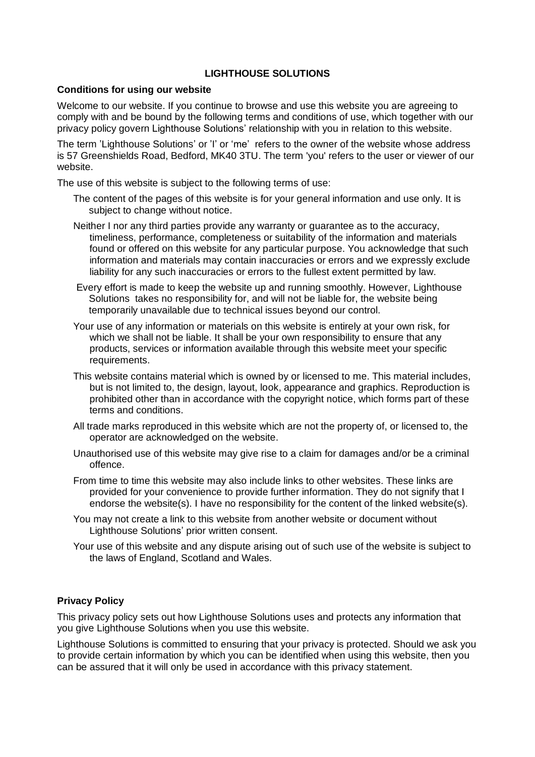# LIGHTHOUSE SOLUTIONS

## Conditions for using our website

Welcome to our website. If you continue to browse and use this website you are agreeing to comply with and be bound by the following terms and conditions of use, which together with our privacy policy govern Lighthouse Solutions' relationship with you in relation to this website.

The term 'Lighthouse Solutions' or 'I' or 'me' refers to the owner of the website whose address is 57 Greenshields Road, Bedford, MK40 3TU. The term 'you' refers to the user or viewer of our website.

The use of this website is subject to the following terms of use:

- The content of the pages of this website is for your general information and use only. It is subject to change without notice.
- Neither I nor any third parties provide any warranty or guarantee as to the accuracy, timeliness, performance, completeness or suitability of the information and materials found or offered on this website for any particular purpose. You acknowledge that such information and materials may contain inaccuracies or errors and we expressly exclude liability for any such inaccuracies or errors to the fullest extent permitted by law.
- Every effort is made to keep the website up and running smoothly. However, Lighthouse Solutions takes no responsibility for, and will not be liable for, the website being temporarily unavailable due to technical issues beyond our control.
- Your use of any information or materials on this website is entirely at your own risk, for which we shall not be liable. It shall be your own responsibility to ensure that any products, services or information available through this website meet your specific requirements.
- This website contains material which is owned by or licensed to me. This material includes, but is not limited to, the design, layout, look, appearance and graphics. Reproduction is prohibited other than in accordance with the copyright notice, which forms part of these terms and conditions.
- All trade marks reproduced in this website which are not the property of, or licensed to, the operator are acknowledged on the website.
- Unauthorised use of this website may give rise to a claim for damages and/or be a criminal offence.
- From time to time this website may also include links to other websites. These links are provided for your convenience to provide further information. They do not signify that I endorse the website(s). I have no responsibility for the content of the linked website(s).
- You may not create a link to this website from another website or document without Lighthouse Solutions' prior written consent.
- Your use of this website and any dispute arising out of such use of the website is subject to the laws of England, Scotland and Wales.

## Privacy Policy

This privacy policy sets out how Lighthouse Solutions uses and protects any information that you give Lighthouse Solutions when you use this website.

Lighthouse Solutions is committed to ensuring that your privacy is protected. Should we ask you to provide certain information by which you can be identified when using this website, then you can be assured that it will only be used in accordance with this privacy statement.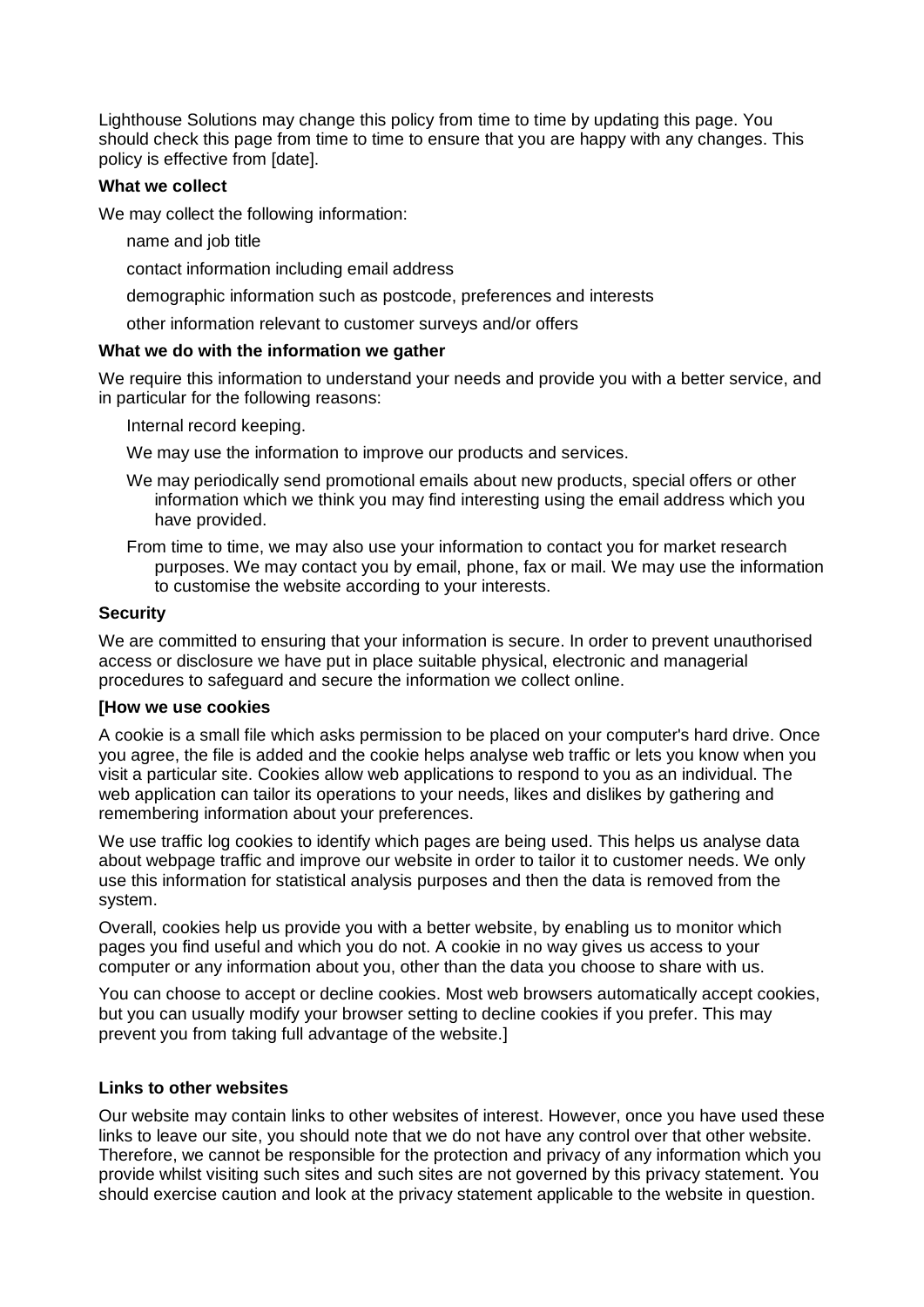Lighthouse Solutions may change this policy from time to time by updating this page. You should check this page from time to time to ensure that you are happy with any changes. This policy is effective from [date].

**What we collect**

We may collect the following information:

- name and job title
- contact information including email address
- demographic information such as postcode, preferences and interests
- other information relevant to customer surveys and/or offers

**What we do with the information we gather**

We require this information to understand your needs and provide you with a better service, and in particular for the following reasons:

- Internal record keeping.
- We may use the information to improve our products and services.
- We may periodically send promotional emails about new products, special offers or other information which we think you may find interesting using the email address which you have provided.
- From time to time, we may also use your information to contact you for market research purposes. We may contact you by email, phone, fax or mail. We may use the information to customise the website according to your interests.

**Security**

We are committed to ensuring that your information is secure. In order to prevent unauthorised access or disclosure we have put in place suitable physical, electronic and managerial procedures to safeguard and secure the information we collect online.

**[How we use cookies**

A cookie is a small file which asks permission to be placed on your computer's hard drive. Once you agree, the file is added and the cookie helps analyse web traffic or lets you know when you visit a particular site. Cookies allow web applications to respond to you as an individual. The web application can tailor its operations to your needs, likes and dislikes by gathering and remembering information about your preferences.

We use traffic log cookies to identify which pages are being used. This helps us analyse data about webpage traffic and improve our website in order to tailor it to customer needs. We only use this information for statistical analysis purposes and then the data is removed from the system.

Overall, cookies help us provide you with a better website, by enabling us to monitor which pages you find useful and which you do not. A cookie in no way gives us access to your computer or any information about you, other than the data you choose to share with us.

You can choose to accept or decline cookies. Most web browsers automatically accept cookies, but you can usually modify your browser setting to decline cookies if you prefer. This may prevent you from taking full advantage of the website.]

**Links to other websites**

Our website may contain links to other websites of interest. However, once you have used these links to leave our site, you should note that we do not have any control over that other website. Therefore, we cannot be responsible for the protection and privacy of any information which you provide whilst visiting such sites and such sites are not governed by this privacy statement. You should exercise caution and look at the privacy statement applicable to the website in question.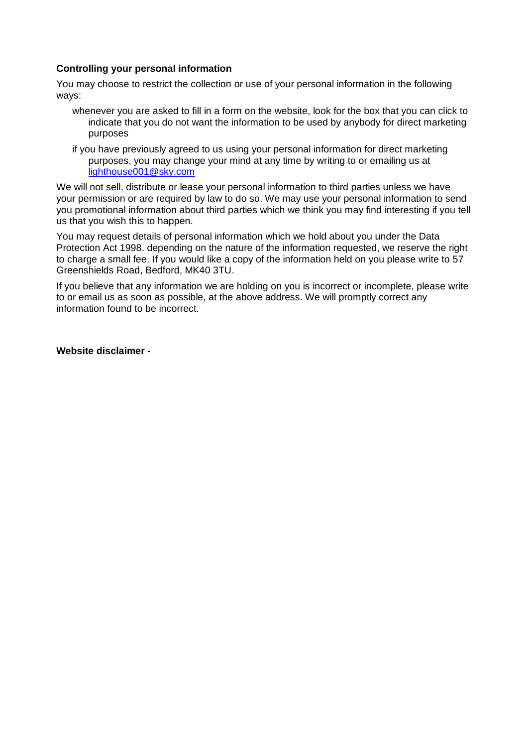**Controlling your personal information**

You may choose to restrict the collection or use of your personal information in the following ways:

- whenever you are asked to fill in a form on the website, look for the box that you can click to indicate that you do not want the information to be used by anybody for direct marketing purposes
- if you have previously agreed to us using your personal information for direct marketing purposes, you may change your mind at any time by writing to or emailing us at lighthouse001@sky.com

We will not sell, distribute or lease your personal information to third parties unless we have your permission or are required by law to do so. We may use your personal information to send you promotional information about third parties which we think you may find interesting if you tell us that you wish this to happen.

You may request details of personal information which we hold about you under the Data Protection Act 1998. depending on the nature of the information requested, we reserve the right to charge a small fee. If you would like a copy of the information held on you please write to 57 Greenshields Road, Bedford, MK40 3TU.

If you believe that any information we are holding on you is incorrect or incomplete, please write to or email us as soon as possible, at the above address. We will promptly correct any information found to be incorrect.

**Website disclaimer -**